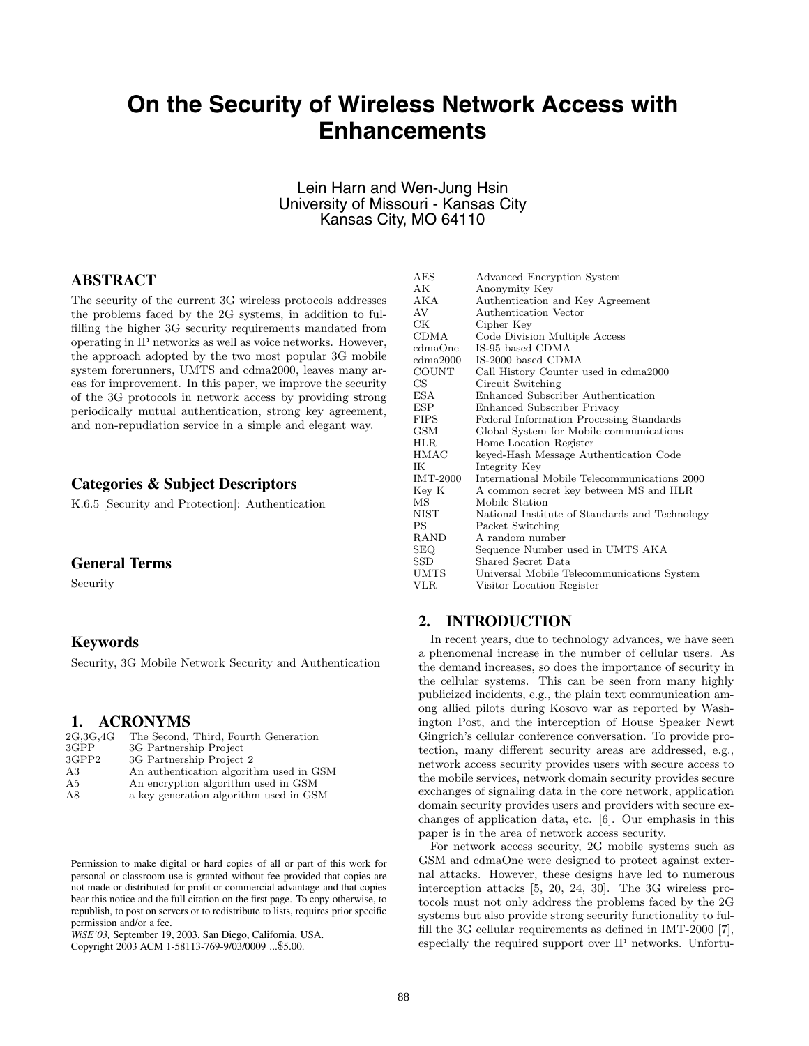# On the Security of Wireless Network Access with Enhancements

Lein Harn and Wen-Jung Hsin
University of Missouri - Kansas City
Kansas City, MO 64110

## ABSTRACT

The security of the current 3G wireless protocols addresses the problems faced by the 2G systems, in addition to fulfilling the higher 3G security requirements mandated from operating in IP networks as well as voice networks. However, the approach adopted by the two most popular 3G mobile system forerunners, UMTS and cdma2000, leaves many areas for improvement. In this paper, we improve the security of the 3G protocols in network access by providing strong periodically mutual authentication, strong key agreement, and non-repudiation service in a simple and elegant way.

## Categories & Subject Descriptors

K.6.5 [Security and Protection]: Authentication

## General Terms

Security

## Keywords

Security, 3G Mobile Network Security and Authentication

## 1. ACRONYMS

| | |
|---|---|
| 2G,3G,4G | The Second, Third, Fourth Generation |
| 3GPP | 3G Partnership Project |
| 3GPP2 | 3G Partnership Project 2 |
| A3 | An authentication algorithm used in GSM |
| A5 | An encryption algorithm used in GSM |
| A8 | a key generation algorithm used in GSM |
| AES | Advanced Encryption System |
| AK | Anonymity Key |
| AKA | Authentication and Key Agreement |
| AV | Authentication Vector |
| CK | Cipher Key |
| CDMA | Code Division Multiple Access |
| cdmaOne | IS-95 based CDMA |
| cdma2000 | IS-2000 based CDMA |
| COUNT | Call History Counter used in cdma2000 |
| CS | Circuit Switching |
| ESA | Enhanced Subscriber Authentication |
| ESP | Enhanced Subscriber Privacy |
| FIPS | Federal Information Processing Standards |
| GSM | Global System for Mobile communications |
| HLR | Home Location Register |
| HMAC | keyed-Hash Message Authentication Code |
| IK | Integrity Key |
| IMT-2000 | International Mobile Telecommunications 2000 |
| Key K | A common secret key between MS and HLR |
| MS | Mobile Station |
| NIST | National Institute of Standards and Technology |
| PS | Packet Switching |
| RAND | A random number |
| SEQ | Sequence Number used in UMTS AKA |
| SSD | Shared Secret Data |
| UMTS | Universal Mobile Telecommunications System |
| VLR | Visitor Location Register |

Permission to make digital or hard copies of all or part of this work for personal or classroom use is granted without fee provided that copies are not made or distributed for profit or commercial advantage and that copies bear this notice and the full citation on the first page. To copy otherwise, to republish, to post on servers or to redistribute to lists, requires prior specific permission and/or a fee.
*WiSE'03,* September 19, 2003, San Diego, California, USA.
Copyright 2003 ACM 1-58113-769-9/03/0009 ...$5.00.

## 2. INTRODUCTION

In recent years, due to technology advances, we have seen a phenomenal increase in the number of cellular users. As the demand increases, so does the importance of security in the cellular systems. This can be seen from many highly publicized incidents, e.g., the plain text communication among allied pilots during Kosovo war as reported by Washington Post, and the interception of House Speaker Newt Gingrich's cellular conference conversation. To provide protection, many different security areas are addressed, e.g., network access security provides users with secure access to the mobile services, network domain security provides secure exchanges of signaling data in the core network, application domain security provides users and providers with secure exchanges of application data, etc. [6]. Our emphasis in this paper is in the area of network access security.

For network access security, 2G mobile systems such as GSM and cdmaOne were designed to protect against external attacks. However, these designs have led to numerous interception attacks [5, 20, 24, 30]. The 3G wireless protocols must not only address the problems faced by the 2G systems but also provide strong security functionality to fulfill the 3G cellular requirements as defined in IMT-2000 [7], especially the required support over IP networks. Unfortu-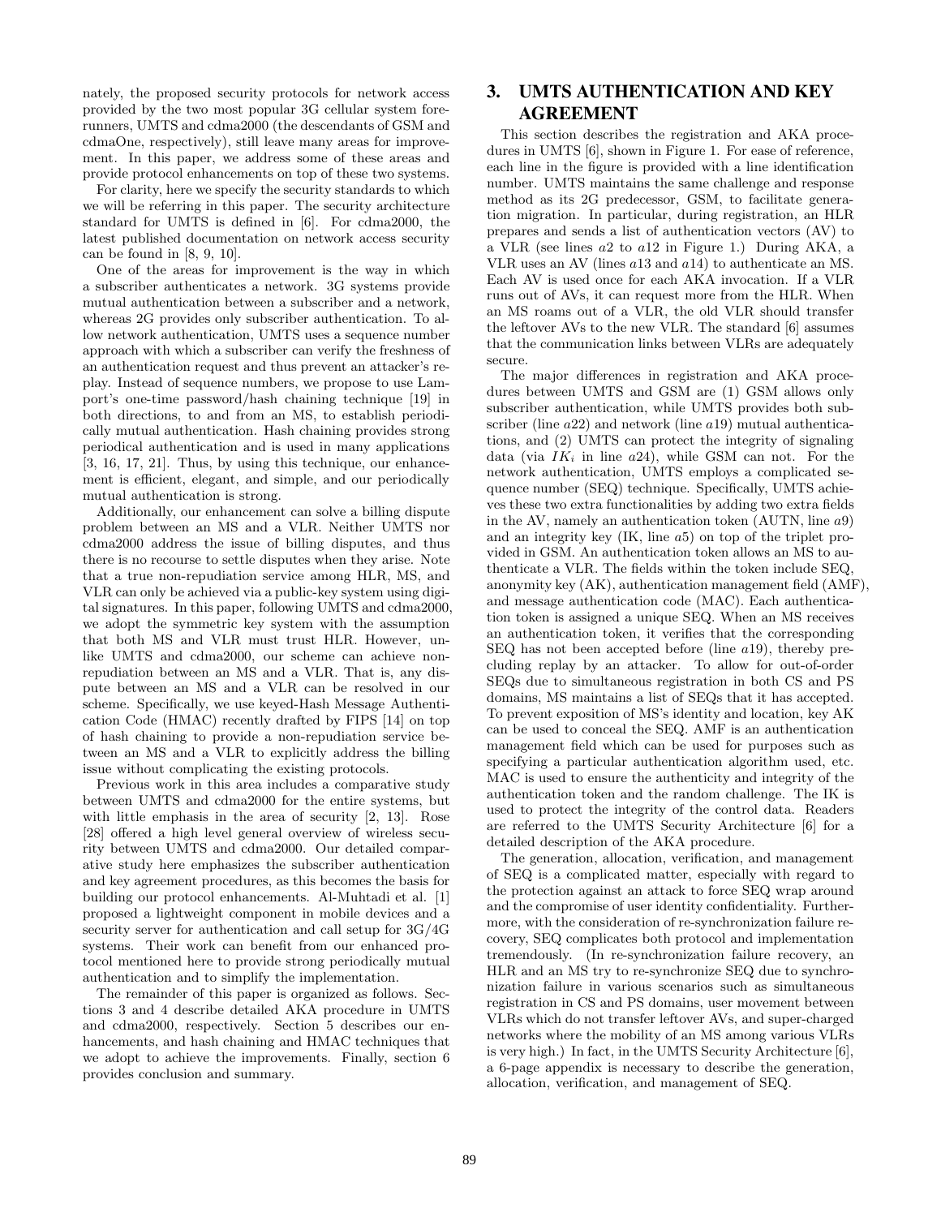nately, the proposed security protocols for network access provided by the two most popular 3G cellular system forerunners, UMTS and cdma2000 (the descendants of GSM and cdmaOne, respectively), still leave many areas for improvement. In this paper, we address some of these areas and provide protocol enhancements on top of these two systems.

For clarity, here we specify the security standards to which we will be referring in this paper. The security architecture standard for UMTS is defined in [6]. For cdma2000, the latest published documentation on network access security can be found in [8, 9, 10].

One of the areas for improvement is the way in which a subscriber authenticates a network. 3G systems provide mutual authentication between a subscriber and a network, whereas 2G provides only subscriber authentication. To allow network authentication, UMTS uses a sequence number approach with which a subscriber can verify the freshness of an authentication request and thus prevent an attacker's replay. Instead of sequence numbers, we propose to use Lamport's one-time password/hash chaining technique [19] in both directions, to and from an MS, to establish periodically mutual authentication. Hash chaining provides strong periodical authentication and is used in many applications [3, 16, 17, 21]. Thus, by using this technique, our enhancement is efficient, elegant, and simple, and our periodically mutual authentication is strong.

Additionally, our enhancement can solve a billing dispute problem between an MS and a VLR. Neither UMTS nor cdma2000 address the issue of billing disputes, and thus there is no recourse to settle disputes when they arise. Note that a true non-repudiation service among HLR, MS, and VLR can only be achieved via a public-key system using digital signatures. In this paper, following UMTS and cdma2000, we adopt the symmetric key system with the assumption that both MS and VLR must trust HLR. However, unlike UMTS and cdma2000, our scheme can achieve non-repudiation between an MS and a VLR. That is, any dispute between an MS and a VLR can be resolved in our scheme. Specifically, we use keyed-Hash Message Authentication Code (HMAC) recently drafted by FIPS [14] on top of hash chaining to provide a non-repudiation service between an MS and a VLR to explicitly address the billing issue without complicating the existing protocols.

Previous work in this area includes a comparative study between UMTS and cdma2000 for the entire systems, but with little emphasis in the area of security [2, 13]. Rose [28] offered a high level general overview of wireless security between UMTS and cdma2000. Our detailed comparative study here emphasizes the subscriber authentication and key agreement procedures, as this becomes the basis for building our protocol enhancements. Al-Muhtadi et al. [1] proposed a lightweight component in mobile devices and a security server for authentication and call setup for 3G/4G systems. Their work can benefit from our enhanced protocol mentioned here to provide strong periodically mutual authentication and to simplify the implementation.

The remainder of this paper is organized as follows. Sections 3 and 4 describe detailed AKA procedure in UMTS and cdma2000, respectively. Section 5 describes our enhancements, and hash chaining and HMAC techniques that we adopt to achieve the improvements. Finally, section 6 provides conclusion and summary.

## 3. UMTS AUTHENTICATION AND KEY AGREEMENT

This section describes the registration and AKA procedures in UMTS [6], shown in Figure 1. For ease of reference, each line in the figure is provided with a line identification number. UMTS maintains the same challenge and response method as its 2G predecessor, GSM, to facilitate generation migration. In particular, during registration, an HLR prepares and sends a list of authentication vectors (AV) to a VLR (see lines $a2$ to $a12$ in Figure 1.) During AKA, a VLR uses an AV (lines $a13$ and $a14$) to authenticate an MS. Each AV is used once for each AKA invocation. If a VLR runs out of AVs, it can request more from the HLR. When an MS roams out of a VLR, the old VLR should transfer the leftover AVs to the new VLR. The standard [6] assumes that the communication links between VLRs are adequately secure.

The major differences in registration and AKA procedures between UMTS and GSM are (1) GSM allows only subscriber authentication, while UMTS provides both subscriber (line $a22$) and network (line $a19$) mutual authentications, and (2) UMTS can protect the integrity of signaling data (via $IK_i$ in line $a24$), while GSM can not. For the network authentication, UMTS employs a complicated sequence number (SEQ) technique. Specifically, UMTS achieves these two extra functionalities by adding two extra fields in the AV, namely an authentication token (AUTN, line $a9$) and an integrity key (IK, line $a5$) on top of the triplet provided in GSM. An authentication token allows an MS to authenticate a VLR. The fields within the token include SEQ, anonymity key (AK), authentication management field (AMF), and message authentication code (MAC). Each authentication token is assigned a unique SEQ. When an MS receives an authentication token, it verifies that the corresponding SEQ has not been accepted before (line $a19$), thereby precluding replay by an attacker. To allow for out-of-order SEQs due to simultaneous registration in both CS and PS domains, MS maintains a list of SEQs that it has accepted. To prevent exposition of MS's identity and location, key AK can be used to conceal the SEQ. AMF is an authentication management field which can be used for purposes such as specifying a particular authentication algorithm used, etc. MAC is used to ensure the authenticity and integrity of the authentication token and the random challenge. The IK is used to protect the integrity of the control data. Readers are referred to the UMTS Security Architecture [6] for a detailed description of the AKA procedure.

The generation, allocation, verification, and management of SEQ is a complicated matter, especially with regard to the protection against an attack to force SEQ wrap around and the compromise of user identity confidentiality. Furthermore, with the consideration of re-synchronization failure recovery, SEQ complicates both protocol and implementation tremendously. (In re-synchronization failure recovery, an HLR and an MS try to re-synchronize SEQ due to synchronization failure in various scenarios such as simultaneous registration in CS and PS domains, user movement between VLRs which do not transfer leftover AVs, and super-charged networks where the mobility of an MS among various VLRs is very high.) In fact, in the UMTS Security Architecture [6], a 6-page appendix is necessary to describe the generation, allocation, verification, and management of SEQ.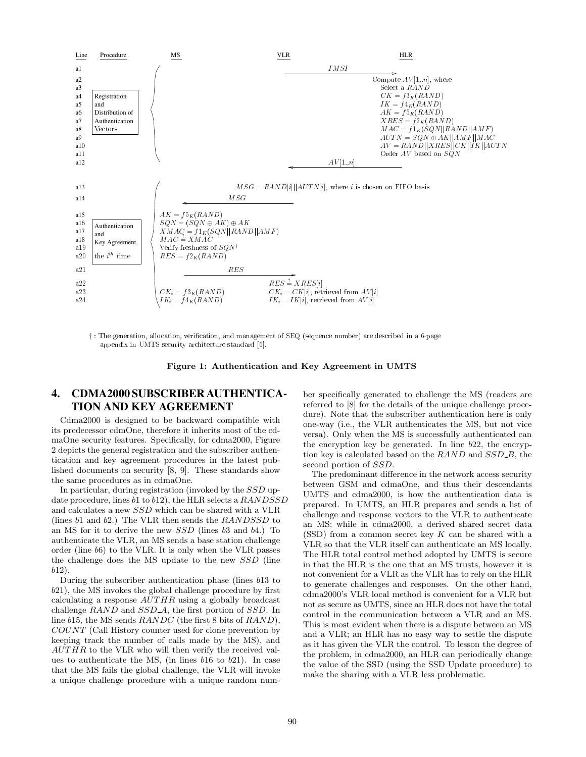| Line | Procedure | MS | VLR | HLR |
|---|---|---|---|---|
| a1 | Registration and Distribution of Authentication Vectors | | $IMSI$ → | |
| a2 | | | | Compute $AV[1..n]$, where |
| a3 | | | | Select a $RAND$ |
| a4 | | | | $CK = f3_K(RAND)$ |
| a5 | | | | $IK = f4_K(RAND)$ |
| a6 | | | | $AK = f5_K(RAND)$ |
| a7 | | | | $XRES = f2_K(RAND)$ |
| a8 | | | | $MAC = f1_K(SQN\|\|RAND\|\|AMF)$ |
| a9 | | | | $AUTN = SQN \oplus AK\|\|AMF\|\|MAC$ |
| a10 | | | | $AV = RAND\|\|XRES\|\|CK\|\|IK\|\|AUTN$ |
| a11 | | | | Order $AV$ based on $SQN$ |
| a12 | | | ← $AV[1..n]$ | |
| a13 | Authentication and Key Agreement, the $i^{th}$ time | | $MSG = RAND[i]\|\|AUTN[i]$, where $i$ is chosen on FIFO basis | |
| a14 | | ← $MSG$ | | |
| a15 | | $AK = f5_K(RAND)$ | | |
| a16 | | $SQN = (SQN \oplus AK) \oplus AK$ | | |
| a17 | | $XMAC = f1_K(SQN\|\|RAND\|\|AMF)$ | | |
| a18 | | $MAC \stackrel{?}{=} XMAC$ | | |
| a19 | | Verify freshness of $SQN$† | | |
| a20 | | $RES = f2_K(RAND)$ | | |
| a21 | | $RES$ → | | |
| a22 | | | $RES \stackrel{?}{=} XRES[i]$ | |
| a23 | | $CK_i = f3_K(RAND)$ | $CK_i = CK[i]$, retrieved from $AV[i]$ | |
| a24 | | $IK_i = f4_K(RAND)$ | $IK_i = IK[i]$, retrieved from $AV[i]$ | |

† : The generation, allocation, verification, and management of SEQ (sequence number) are described in a 6-page appendix in UMTS security architecture standard [6].

**Figure 1: Authentication and Key Agreement in UMTS**

# 4. CDMA2000 SUBSCRIBER AUTHENTICATION AND KEY AGREEMENT

Cdma2000 is designed to be backward compatible with its predecessor cdmOne, therefore it inherits most of the cdmaOne security features. Specifically, for cdma2000, Figure 2 depicts the general registration and the subscriber authentication and key agreement procedures in the latest published documents on security [8, 9]. These standards show the same procedures as in cdmaOne.

In particular, during registration (invoked by the $SSD$ update procedure, lines $b1$ to $b12$), the HLR selects a $RANDSSD$ and calculates a new $SSD$ which can be shared with a VLR (lines $b1$ and $b2$.) The VLR then sends the $RANDSSD$ to an MS for it to derive the new $SSD$ (lines $b3$ and $b4$.) To authenticate the VLR, an MS sends a base station challenge order (line $b6$) to the VLR. It is only when the VLR passes the challenge does the MS update to the new $SSD$ (line $b12$).

During the subscriber authentication phase (lines $b13$ to $b21$), the MS invokes the global challenge procedure by first calculating a response $AUTHR$ using a globally broadcast challenge $RAND$ and $SSD\_A$, the first portion of $SSD$. In line $b15$, the MS sends $RANDC$ (the first 8 bits of $RAND$), $COUNT$ (Call History counter used for clone prevention by keeping track the number of calls made by the MS), and $AUTHR$ to the VLR who will then verify the received values to authenticate the MS, (in lines $b16$ to $b21$). In case that the MS fails the global challenge, the VLR will invoke a unique challenge procedure with a unique random number specifically generated to challenge the MS (readers are referred to [8] for the details of the unique challenge procedure). Note that the subscriber authentication here is only one-way (i.e., the VLR authenticates the MS, but not vice versa). Only when the MS is successfully authenticated can the encryption key be generated. In line $b22$, the encryption key is calculated based on the $RAND$ and $SSD\_B$, the second portion of $SSD$.

The predominant difference in the network access security between GSM and cdmaOne, and thus their descendants UMTS and cdma2000, is how the authentication data is prepared. In UMTS, an HLR prepares and sends a list of challenge and response vectors to the VLR to authenticate an MS; while in cdma2000, a derived shared secret data (SSD) from a common secret key $K$ can be shared with a VLR so that the VLR itself can authenticate an MS locally. The HLR total control method adopted by UMTS is secure in that the HLR is the one that an MS trusts, however it is not convenient for a VLR as the VLR has to rely on the HLR to generate challenges and responses. On the other hand, cdma2000's VLR local method is convenient for a VLR but not as secure as UMTS, since an HLR does not have the total control in the communication between a VLR and an MS. This is most evident when there is a dispute between an MS and a VLR; an HLR has no easy way to settle the dispute as it has given the VLR the control. To lesson the degree of the problem, in cdma2000, an HLR can periodically change the value of the SSD (using the SSD Update procedure) to make the sharing with a VLR less problematic.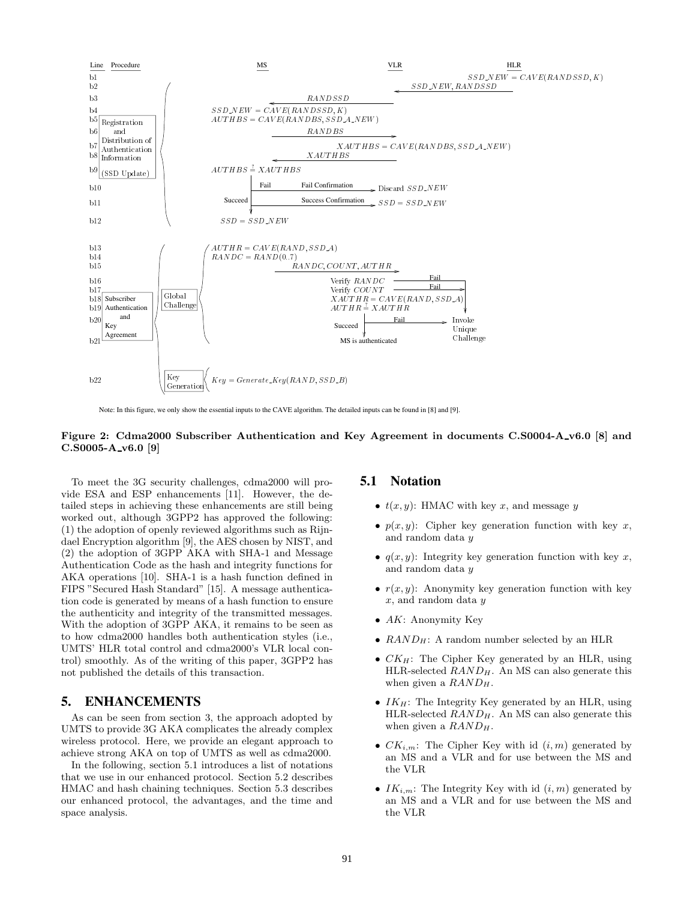| Line | Procedure | MS | VLR | HLR |
| --- | --- | --- | --- | --- |
| b1 | Registration and Distribution of Authentication Information (SSD Update) | | | $SSD\_NEW = CAVE(RANDSSD, K)$ |
| b2 | | | ← $SSD\_NEW, RANDSSD$ | |
| b3 | | ← $RANDSSD$ | | |
| b4 | | $SSD\_NEW = CAVE(RANDSSD, K)$ | | |
| b5 | | $AUTHBS = CAVE(RANDBS, SSD\_A\_NEW)$ | | |
| b6 | | $RANDBS$ → | | |
| b7 | | | $XAUTHBS = CAVE(RANDBS, SSD\_A\_NEW)$ | |
| b8 | | ← $XAUTHBS$ | | |
| b9 | | $AUTHBS \stackrel{?}{=} XAUTHBS$ | | |
| b10 | | Fail: Fail Confirmation → | Discard $SSD\_NEW$ | |
| b11 | | Succeed: Success Confirmation → | $SSD = SSD\_NEW$ | |
| b12 | | $SSD = SSD\_NEW$ | | |
| b13 | Subscriber Authentication and Key Agreement — Global Challenge | $AUTHR = CAVE(RAND, SSD\_A)$ | | |
| b14 | | $RANDC = RAND(0..7)$ | | |
| b15 | | $RANDC, COUNT, AUTHR$ → | | |
| b16 | | | Verify $RANDC$ (Fail → Invoke Unique Challenge) | |
| b17 | | | Verify $COUNT$ (Fail → Invoke Unique Challenge) | |
| b18 | | | $XAUTHR = CAVE(RAND, SSD\_A)$ | |
| b19 | | | $AUTHR \stackrel{?}{=} XAUTHR$ | |
| b20 | | | Succeed / Fail → Invoke Unique Challenge | |
| b21 | | | MS is authenticated | |
| b22 | Key Generation | $Key = Generate\_Key(RAND, SSD\_B)$ | | |

Note: In this figure, we only show the essential inputs to the CAVE algorithm. The detailed inputs can be found in [8] and [9].

**Figure 2: Cdma2000 Subscriber Authentication and Key Agreement in documents C.S0004-A_v6.0 [8] and C.S0005-A_v6.0 [9]**

To meet the 3G security challenges, cdma2000 will provide ESA and ESP enhancements [11]. However, the detailed steps in achieving these enhancements are still being worked out, although 3GPP2 has approved the following: (1) the adoption of openly reviewed algorithms such as Rijndael Encryption algorithm [9], the AES chosen by NIST, and (2) the adoption of 3GPP AKA with SHA-1 and Message Authentication Code as the hash and integrity functions for AKA operations [10]. SHA-1 is a hash function defined in FIPS "Secured Hash Standard" [15]. A message authentication code is generated by means of a hash function to ensure the authenticity and integrity of the transmitted messages. With the adoption of 3GPP AKA, it remains to be seen as to how cdma2000 handles both authentication styles (i.e., UMTS' HLR total control and cdma2000's VLR local control) smoothly. As of the writing of this paper, 3GPP2 has not published the details of this transaction.

## 5. ENHANCEMENTS

As can be seen from section 3, the approach adopted by UMTS to provide 3G AKA complicates the already complex wireless protocol. Here, we provide an elegant approach to achieve strong AKA on top of UMTS as well as cdma2000.

In the following, section 5.1 introduces a list of notations that we use in our enhanced protocol. Section 5.2 describes HMAC and hash chaining techniques. Section 5.3 describes our enhanced protocol, the advantages, and the time and space analysis.

### 5.1 Notation

- $t(x, y)$: HMAC with key $x$, and message $y$
- $p(x, y)$: Cipher key generation function with key $x$, and random data $y$
- $q(x, y)$: Integrity key generation function with key $x$, and random data $y$
- $r(x, y)$: Anonymity key generation function with key $x$, and random data $y$
- $AK$: Anonymity Key
- $RAND_H$: A random number selected by an HLR
- $CK_H$: The Cipher Key generated by an HLR, using HLR-selected $RAND_H$. An MS can also generate this when given a $RAND_H$.
- $IK_H$: The Integrity Key generated by an HLR, using HLR-selected $RAND_H$. An MS can also generate this when given a $RAND_H$.
- $CK_{i,m}$: The Cipher Key with id $(i, m)$ generated by an MS and a VLR and for use between the MS and the VLR
- $IK_{i,m}$: The Integrity Key with id $(i, m)$ generated by an MS and a VLR and for use between the MS and the VLR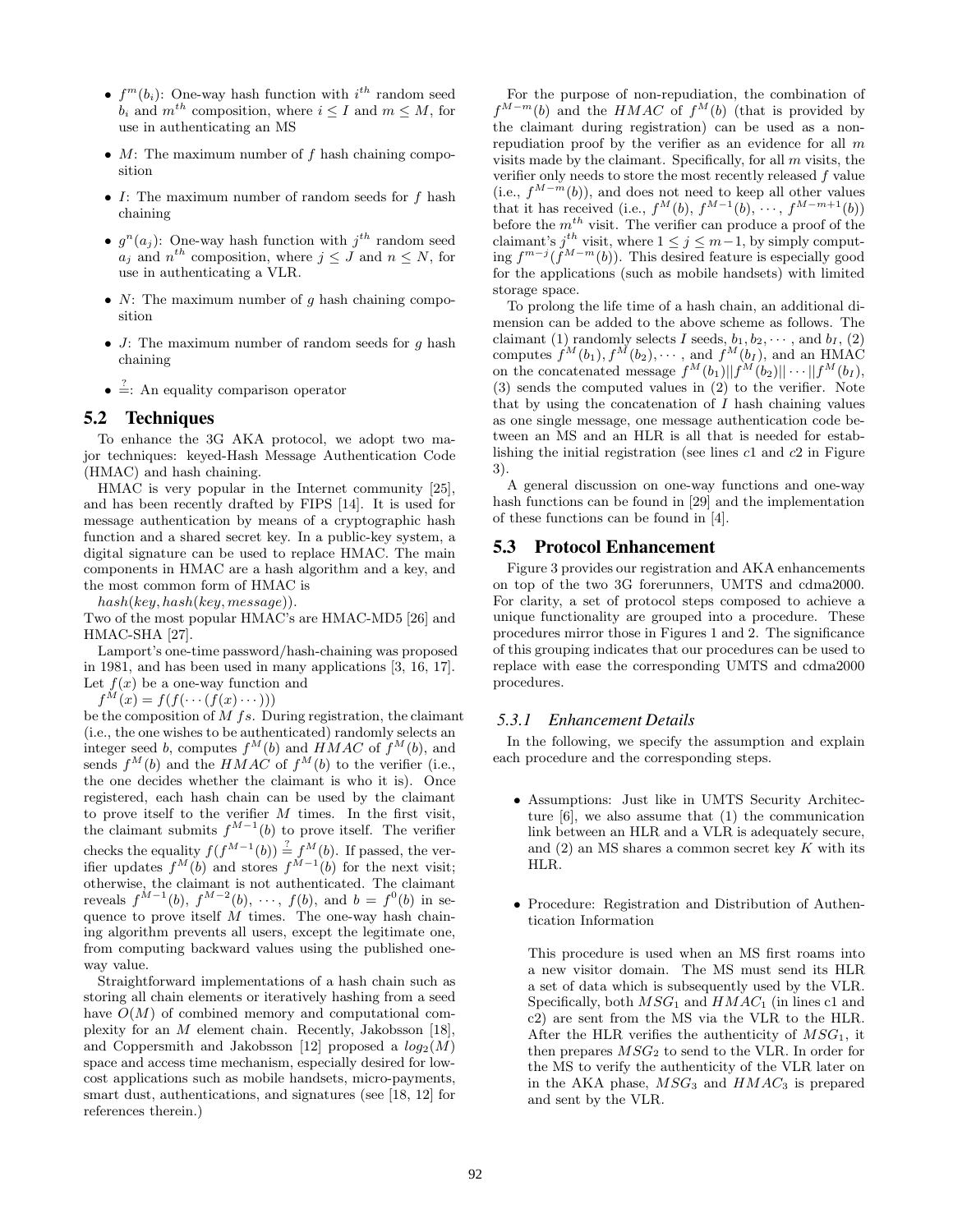- $f^m(b_i)$: One-way hash function with $i^{th}$ random seed $b_i$ and $m^{th}$ composition, where $i \leq I$ and $m \leq M$, for use in authenticating an MS
- $M$: The maximum number of $f$ hash chaining composition
- $I$: The maximum number of random seeds for $f$ hash chaining
- $g^n(a_j)$: One-way hash function with $j^{th}$ random seed $a_j$ and $n^{th}$ composition, where $j \leq J$ and $n \leq N$, for use in authenticating a VLR.
- $N$: The maximum number of $g$ hash chaining composition
- $J$: The maximum number of random seeds for $g$ hash chaining
- $\stackrel{?}{=}$: An equality comparison operator

## 5.2 Techniques

To enhance the 3G AKA protocol, we adopt two major techniques: keyed-Hash Message Authentication Code (HMAC) and hash chaining.

HMAC is very popular in the Internet community [25], and has been recently drafted by FIPS [14]. It is used for message authentication by means of a cryptographic hash function and a shared secret key. In a public-key system, a digital signature can be used to replace HMAC. The main components in HMAC are a hash algorithm and a key, and the most common form of HMAC is

$hash(key, hash(key, message))$.

Two of the most popular HMAC's are HMAC-MD5 [26] and HMAC-SHA [27].

Lamport's one-time password/hash-chaining was proposed in 1981, and has been used in many applications [3, 16, 17]. Let $f(x)$ be a one-way function and

$f^M(x) = f(f(\cdots(f(x)\cdots)))$

be the composition of $M$ $fs$. During registration, the claimant (i.e., the one wishes to be authenticated) randomly selects an integer seed $b$, computes $f^M(b)$ and $HMAC$ of $f^M(b)$, and sends $f^M(b)$ and the $HMAC$ of $f^M(b)$ to the verifier (i.e., the one decides whether the claimant is who it is). Once registered, each hash chain can be used by the claimant to prove itself to the verifier $M$ times. In the first visit, the claimant submits $f^{M-1}(b)$ to prove itself. The verifier checks the equality $f(f^{M-1}(b)) \stackrel{?}{=} f^M(b)$. If passed, the verifier updates $f^M(b)$ and stores $f^{M-1}(b)$ for the next visit; otherwise, the claimant is not authenticated. The claimant reveals $f^{M-1}(b)$, $f^{M-2}(b)$, $\cdots$, $f(b)$, and $b = f^0(b)$ in sequence to prove itself $M$ times. The one-way hash chaining algorithm prevents all users, except the legitimate one, from computing backward values using the published one-way value.

Straightforward implementations of a hash chain such as storing all chain elements or iteratively hashing from a seed have $O(M)$ of combined memory and computational complexity for an $M$ element chain. Recently, Jakobsson [18], and Coppersmith and Jakobsson [12] proposed a $log_2(M)$ space and access time mechanism, especially desired for low-cost applications such as mobile handsets, micro-payments, smart dust, authentications, and signatures (see [18, 12] for references therein.)

For the purpose of non-repudiation, the combination of $f^{M-m}(b)$ and the $HMAC$ of $f^M(b)$ (that is provided by the claimant during registration) can be used as a non-repudiation proof by the verifier as an evidence for all $m$ visits made by the claimant. Specifically, for all $m$ visits, the verifier only needs to store the most recently released $f$ value (i.e., $f^{M-m}(b)$), and does not need to keep all other values that it has received (i.e., $f^M(b)$, $f^{M-1}(b)$, $\cdots$, $f^{M-m+1}(b)$) before the $m^{th}$ visit. The verifier can produce a proof of the claimant's $j^{th}$ visit, where $1 \leq j \leq m-1$, by simply computing $f^{m-j}(f^{M-m}(b))$. This desired feature is especially good for the applications (such as mobile handsets) with limited storage space.

To prolong the life time of a hash chain, an additional dimension can be added to the above scheme as follows. The claimant (1) randomly selects $I$ seeds, $b_1, b_2, \cdots$, and $b_I$, (2) computes $f^M(b_1), f^M(b_2), \cdots$, and $f^M(b_I)$, and an HMAC on the concatenated message $f^M(b_1)||f^M(b_2)||\cdots||f^M(b_I)$, (3) sends the computed values in (2) to the verifier. Note that by using the concatenation of $I$ hash chaining values as one single message, one message authentication code between an MS and an HLR is all that is needed for establishing the initial registration (see lines $c1$ and $c2$ in Figure 3).

A general discussion on one-way functions and one-way hash functions can be found in [29] and the implementation of these functions can be found in [4].

## 5.3 Protocol Enhancement

Figure 3 provides our registration and AKA enhancements on top of the two 3G forerunners, UMTS and cdma2000. For clarity, a set of protocol steps composed to achieve a unique functionality are grouped into a procedure. These procedures mirror those in Figures 1 and 2. The significance of this grouping indicates that our procedures can be used to replace with ease the corresponding UMTS and cdma2000 procedures.

### 5.3.1 Enhancement Details

In the following, we specify the assumption and explain each procedure and the corresponding steps.

- Assumptions: Just like in UMTS Security Architecture [6], we also assume that (1) the communication link between an HLR and a VLR is adequately secure, and (2) an MS shares a common secret key $K$ with its HLR.

- Procedure: Registration and Distribution of Authentication Information

  This procedure is used when an MS first roams into a new visitor domain. The MS must send its HLR a set of data which is subsequently used by the VLR. Specifically, both $MSG_1$ and $HMAC_1$ (in lines c1 and c2) are sent from the MS via the VLR to the HLR. After the HLR verifies the authenticity of $MSG_1$, it then prepares $MSG_2$ to send to the VLR. In order for the MS to verify the authenticity of the VLR later on in the AKA phase, $MSG_3$ and $HMAC_3$ is prepared and sent by the VLR.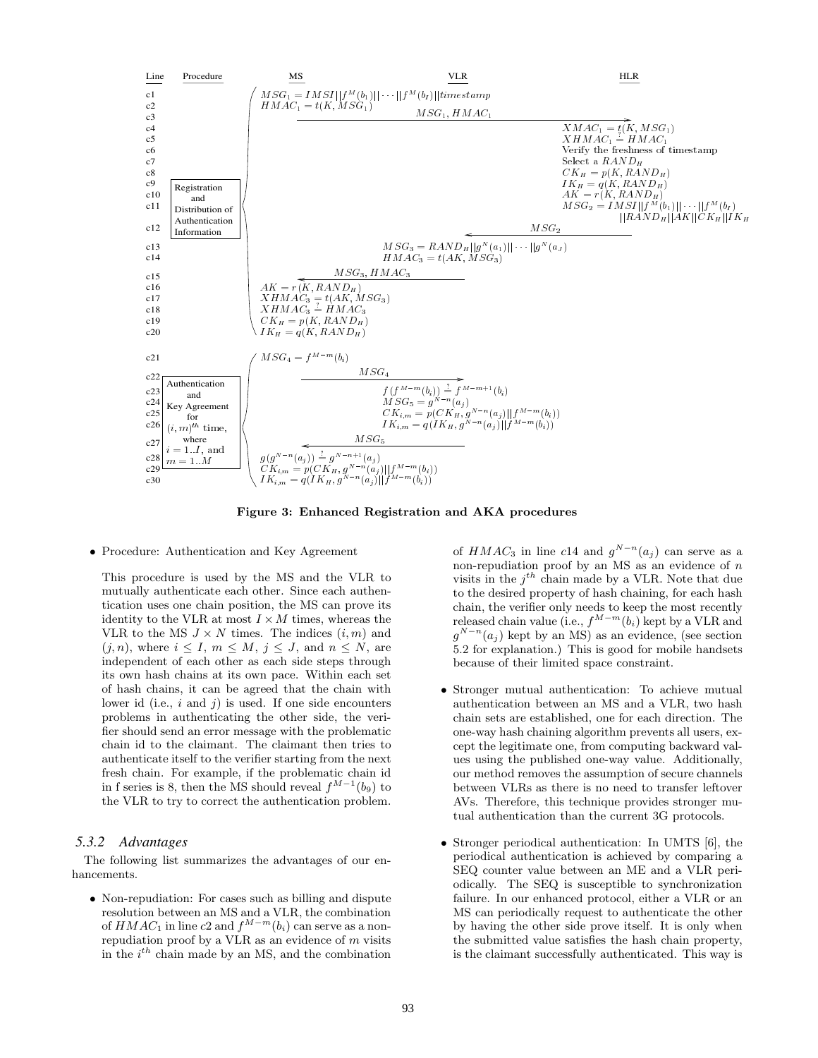| Line | Procedure | MS | VLR | HLR |
|---|---|---|---|---|
| c1 | Registration and Distribution of Authentication Information | $MSG_1 = IMSI \| f^M(b_1) \| \cdots \| f^M(b_I) \| timestamp$ | | |
| c2 | | $HMAC_1 = t(K, MSG_1)$ | | |
| c3 | | $MSG_1, HMAC_1$ → | → | → |
| c4 | | | | $XMAC_1 = t(K, MSG_1)$ |
| c5 | | | | $XHMAC_1 \stackrel{?}{=} HMAC_1$ |
| c6 | | | | Verify the freshness of timestamp |
| c7 | | | | Select a $RAND_H$ |
| c8 | | | | $CK_H = p(K, RAND_H)$ |
| c9 | | | | $IK_H = q(K, RAND_H)$ |
| c10 | | | | $AK = r(K, RAND_H)$ |
| c11 | | | | $MSG_2 = IMSI \| f^M(b_1) \| \cdots \| f^M(b_I) \| RAND_H \| AK \| CK_H \| IK_H$ |
| c12 | | | ← | $MSG_2$ ← |
| c13 | | | $MSG_3 = RAND_H \| g^N(a_1) \| \cdots \| g^N(a_J)$ | |
| c14 | | | $HMAC_3 = t(AK, MSG_3)$ | |
| c15 | | ← | $MSG_3, HMAC_3$ ← | |
| c16 | | $AK = r(K, RAND_H)$ | | |
| c17 | | $XHMAC_3 = t(AK, MSG_3)$ | | |
| c18 | | $XHMAC_3 \stackrel{?}{=} HMAC_3$ | | |
| c19 | | $CK_H = p(K, RAND_H)$ | | |
| c20 | | $IK_H = q(K, RAND_H)$ | | |
| c21 | Authentication and Key Agreement for $(i,m)^{th}$ time, where $i = 1..I$, and $m = 1..M$ | $MSG_4 = f^{M-m}(b_i)$ | | |
| c22 | | $MSG_4$ → | → | |
| c23 | | | $f(f^{M-m}(b_i)) \stackrel{?}{=} f^{M-m+1}(b_i)$ | |
| c24 | | | $MSG_5 = g^{N-n}(a_j)$ | |
| c25 | | | $CK_{i,m} = p(CK_H, g^{N-n}(a_j) \| f^{M-m}(b_i))$ | |
| c26 | | | $IK_{i,m} = q(IK_H, g^{N-n}(a_j) \| f^{M-m}(b_i))$ | |
| c27 | | ← | $MSG_5$ ← | |
| c28 | | $g(g^{N-n}(a_j)) \stackrel{?}{=} g^{N-n+1}(a_j)$ | | |
| c29 | | $CK_{i,m} = p(CK_H, g^{N-n}(a_j) \| f^{M-m}(b_i))$ | | |
| c30 | | $IK_{i,m} = q(IK_H, g^{N-n}(a_j) \| f^{M-m}(b_i))$ | | |

**Figure 3: Enhanced Registration and AKA procedures**

- Procedure: Authentication and Key Agreement

  This procedure is used by the MS and the VLR to mutually authenticate each other. Since each authentication uses one chain position, the MS can prove its identity to the VLR at most $I \times M$ times, whereas the VLR to the MS $J \times N$ times. The indices $(i, m)$ and $(j, n)$, where $i \leq I$, $m \leq M$, $j \leq J$, and $n \leq N$, are independent of each other as each side steps through its own hash chains at its own pace. Within each set of hash chains, it can be agreed that the chain with lower id (i.e., $i$ and $j$) is used. If one side encounters problems in authenticating the other side, the verifier should send an error message with the problematic chain id to the claimant. The claimant then tries to authenticate itself to the verifier starting from the next fresh chain. For example, if the problematic chain id in f series is 8, then the MS should reveal $f^{M-1}(b_9)$ to the VLR to try to correct the authentication problem.

#### 5.3.2 *Advantages*

The following list summarizes the advantages of our enhancements.

- Non-repudiation: For cases such as billing and dispute resolution between an MS and a VLR, the combination of $HMAC_1$ in line $c2$ and $f^{M-m}(b_i)$ can serve as a non-repudiation proof by a VLR as an evidence of $m$ visits in the $i^{th}$ chain made by an MS, and the combination of $HMAC_3$ in line $c14$ and $g^{N-n}(a_j)$ can serve as a non-repudiation proof by an MS as an evidence of $n$ visits in the $j^{th}$ chain made by a VLR. Note that due to the desired property of hash chaining, for each hash chain, the verifier only needs to keep the most recently released chain value (i.e., $f^{M-m}(b_i)$ kept by a VLR and $g^{N-n}(a_j)$ kept by an MS) as an evidence, (see section 5.2 for explanation.) This is good for mobile handsets because of their limited space constraint.

- Stronger mutual authentication: To achieve mutual authentication between an MS and a VLR, two hash chain sets are established, one for each direction. The one-way hash chaining algorithm prevents all users, except the legitimate one, from computing backward values using the published one-way value. Additionally, our method removes the assumption of secure channels between VLRs as there is no need to transfer leftover AVs. Therefore, this technique provides stronger mutual authentication than the current 3G protocols.

- Stronger periodical authentication: In UMTS [6], the periodical authentication is achieved by comparing a SEQ counter value between an ME and a VLR periodically. The SEQ is susceptible to synchronization failure. In our enhanced protocol, either a VLR or an MS can periodically request to authenticate the other by having the other side prove itself. It is only when the submitted value satisfies the hash chain property, is the claimant successfully authenticated. This way is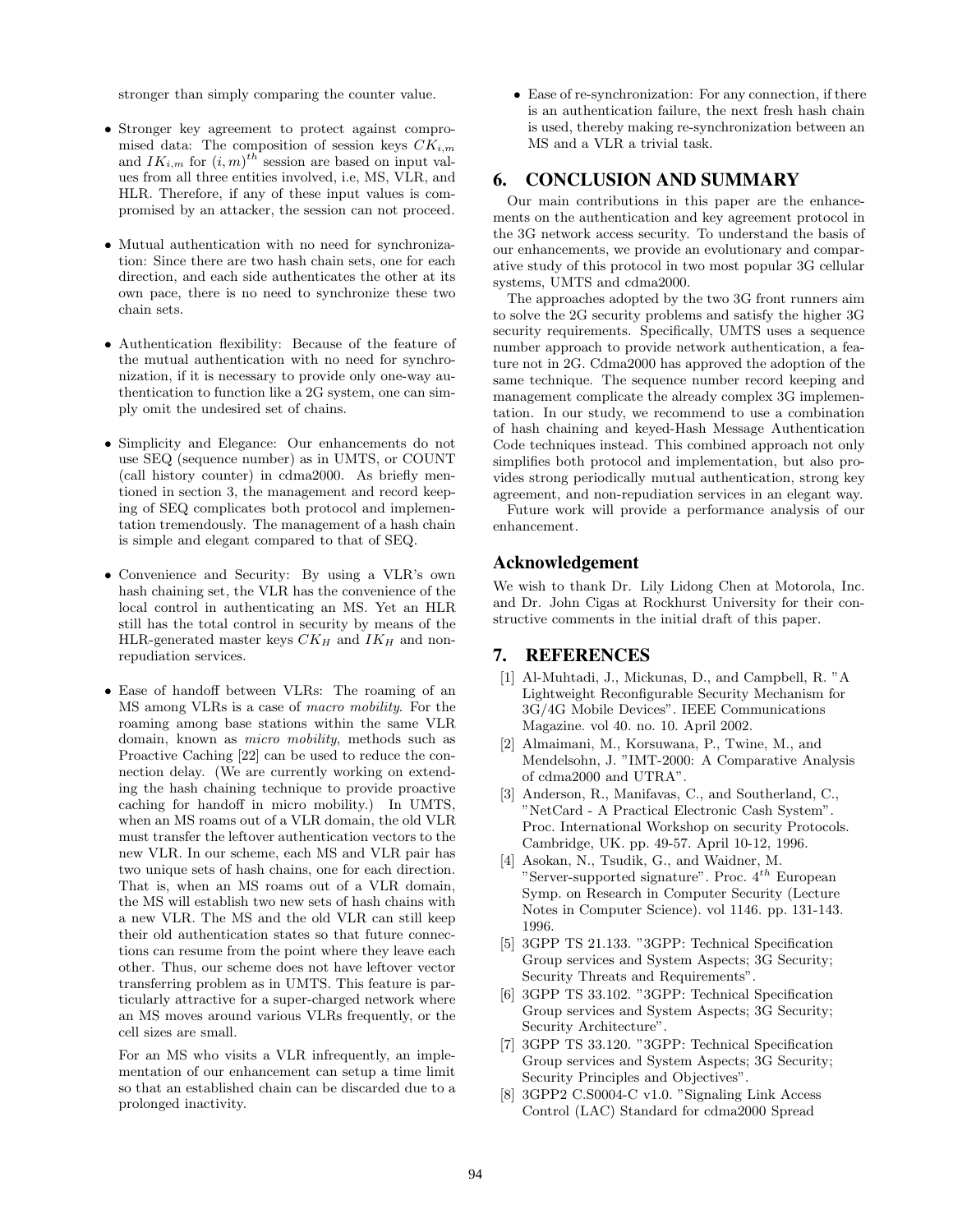stronger than simply comparing the counter value.

- Stronger key agreement to protect against compromised data: The composition of session keys $CK_{i,m}$ and $IK_{i,m}$ for $(i,m)^{th}$ session are based on input values from all three entities involved, i.e, MS, VLR, and HLR. Therefore, if any of these input values is compromised by an attacker, the session can not proceed.

- Mutual authentication with no need for synchronization: Since there are two hash chain sets, one for each direction, and each side authenticates the other at its own pace, there is no need to synchronize these two chain sets.

- Authentication flexibility: Because of the feature of the mutual authentication with no need for synchronization, if it is necessary to provide only one-way authentication to function like a 2G system, one can simply omit the undesired set of chains.

- Simplicity and Elegance: Our enhancements do not use SEQ (sequence number) as in UMTS, or COUNT (call history counter) in cdma2000. As briefly mentioned in section 3, the management and record keeping of SEQ complicates both protocol and implementation tremendously. The management of a hash chain is simple and elegant compared to that of SEQ.

- Convenience and Security: By using a VLR's own hash chaining set, the VLR has the convenience of the local control in authenticating an MS. Yet an HLR still has the total control in security by means of the HLR-generated master keys $CK_H$ and $IK_H$ and non-repudiation services.

- Ease of handoff between VLRs: The roaming of an MS among VLRs is a case of *macro mobility*. For the roaming among base stations within the same VLR domain, known as *micro mobility*, methods such as Proactive Caching [22] can be used to reduce the connection delay. (We are currently working on extending the hash chaining technique to provide proactive caching for handoff in micro mobility.) In UMTS, when an MS roams out of a VLR domain, the old VLR must transfer the leftover authentication vectors to the new VLR. In our scheme, each MS and VLR pair has two unique sets of hash chains, one for each direction. That is, when an MS roams out of a VLR domain, the MS will establish two new sets of hash chains with a new VLR. The MS and the old VLR can still keep their old authentication states so that future connections can resume from the point where they leave each other. Thus, our scheme does not have leftover vector transferring problem as in UMTS. This feature is particularly attractive for a super-charged network where an MS moves around various VLRs frequently, or the cell sizes are small.

  For an MS who visits a VLR infrequently, an implementation of our enhancement can setup a time limit so that an established chain can be discarded due to a prolonged inactivity.

- Ease of re-synchronization: For any connection, if there is an authentication failure, the next fresh hash chain is used, thereby making re-synchronization between an MS and a VLR a trivial task.

## 6. CONCLUSION AND SUMMARY

Our main contributions in this paper are the enhancements on the authentication and key agreement protocol in the 3G network access security. To understand the basis of our enhancements, we provide an evolutionary and comparative study of this protocol in two most popular 3G cellular systems, UMTS and cdma2000.

The approaches adopted by the two 3G front runners aim to solve the 2G security problems and satisfy the higher 3G security requirements. Specifically, UMTS uses a sequence number approach to provide network authentication, a feature not in 2G. Cdma2000 has approved the adoption of the same technique. The sequence number record keeping and management complicate the already complex 3G implementation. In our study, we recommend to use a combination of hash chaining and keyed-Hash Message Authentication Code techniques instead. This combined approach not only simplifies both protocol and implementation, but also provides strong periodically mutual authentication, strong key agreement, and non-repudiation services in an elegant way.

Future work will provide a performance analysis of our enhancement.

## Acknowledgement

We wish to thank Dr. Lily Lidong Chen at Motorola, Inc. and Dr. John Cigas at Rockhurst University for their constructive comments in the initial draft of this paper.

## 7. REFERENCES

[1] Al-Muhtadi, J., Mickunas, D., and Campbell, R. "A Lightweight Reconfigurable Security Mechanism for 3G/4G Mobile Devices". IEEE Communications Magazine. vol 40. no. 10. April 2002.

[2] Almaimani, M., Korsuwana, P., Twine, M., and Mendelsohn, J. "IMT-2000: A Comparative Analysis of cdma2000 and UTRA".

[3] Anderson, R., Manifavas, C., and Southerland, C., "NetCard - A Practical Electronic Cash System". Proc. International Workshop on security Protocols. Cambridge, UK. pp. 49-57. April 10-12, 1996.

[4] Asokan, N., Tsudik, G., and Waidner, M. "Server-supported signature". Proc. $4^{th}$ European Symp. on Research in Computer Security (Lecture Notes in Computer Science). vol 1146. pp. 131-143. 1996.

[5] 3GPP TS 21.133. "3GPP: Technical Specification Group services and System Aspects; 3G Security; Security Threats and Requirements".

[6] 3GPP TS 33.102. "3GPP: Technical Specification Group services and System Aspects; 3G Security; Security Architecture".

[7] 3GPP TS 33.120. "3GPP: Technical Specification Group services and System Aspects; 3G Security; Security Principles and Objectives".

[8] 3GPP2 C.S0004-C v1.0. "Signaling Link Access Control (LAC) Standard for cdma2000 Spread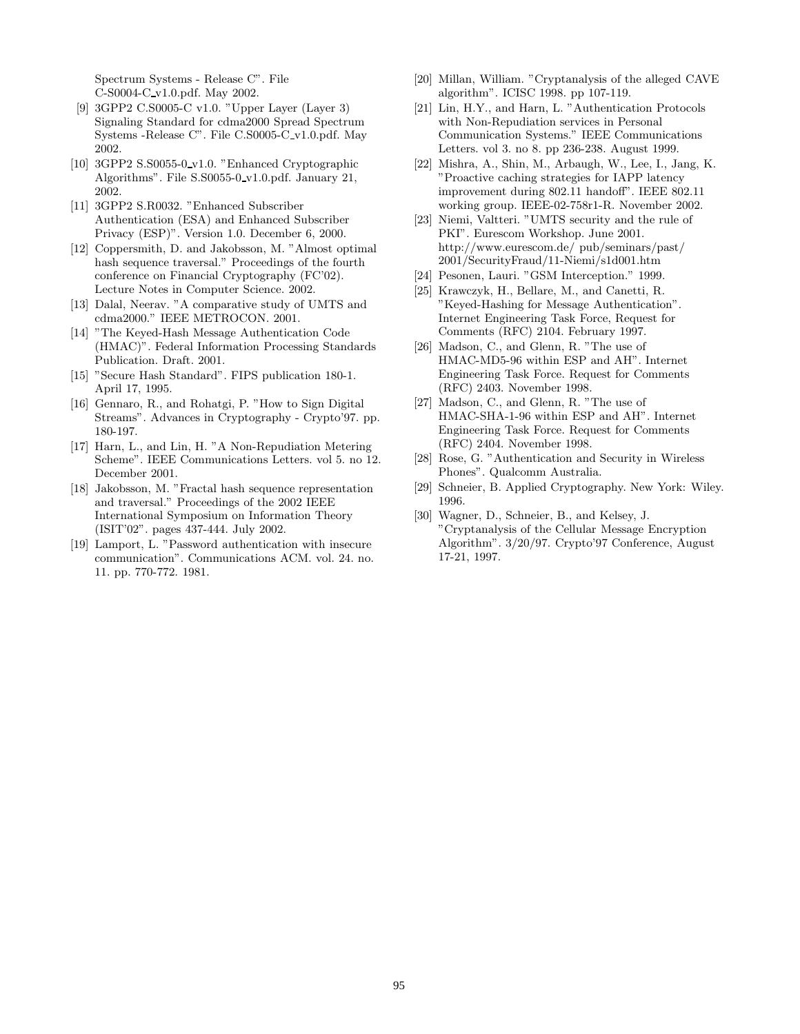Spectrum Systems - Release C". File C-S0004-C_v1.0.pdf. May 2002.

[9] 3GPP2 C.S0005-C v1.0. "Upper Layer (Layer 3) Signaling Standard for cdma2000 Spread Spectrum Systems -Release C". File C.S0005-C_v1.0.pdf. May 2002.

[10] 3GPP2 S.S0055-0_v1.0. "Enhanced Cryptographic Algorithms". File S.S0055-0_v1.0.pdf. January 21, 2002.

[11] 3GPP2 S.R0032. "Enhanced Subscriber Authentication (ESA) and Enhanced Subscriber Privacy (ESP)". Version 1.0. December 6, 2000.

[12] Coppersmith, D. and Jakobsson, M. "Almost optimal hash sequence traversal." Proceedings of the fourth conference on Financial Cryptography (FC'02). Lecture Notes in Computer Science. 2002.

[13] Dalal, Neerav. "A comparative study of UMTS and cdma2000." IEEE METROCON. 2001.

[14] "The Keyed-Hash Message Authentication Code (HMAC)". Federal Information Processing Standards Publication. Draft. 2001.

[15] "Secure Hash Standard". FIPS publication 180-1. April 17, 1995.

[16] Gennaro, R., and Rohatgi, P. "How to Sign Digital Streams". Advances in Cryptography - Crypto'97. pp. 180-197.

[17] Harn, L., and Lin, H. "A Non-Repudiation Metering Scheme". IEEE Communications Letters. vol 5. no 12. December 2001.

[18] Jakobsson, M. "Fractal hash sequence representation and traversal." Proceedings of the 2002 IEEE International Symposium on Information Theory (ISIT'02". pages 437-444. July 2002.

[19] Lamport, L. "Password authentication with insecure communication". Communications ACM. vol. 24. no. 11. pp. 770-772. 1981.

[20] Millan, William. "Cryptanalysis of the alleged CAVE algorithm". ICISC 1998. pp 107-119.

[21] Lin, H.Y., and Harn, L. "Authentication Protocols with Non-Repudiation services in Personal Communication Systems." IEEE Communications Letters. vol 3. no 8. pp 236-238. August 1999.

[22] Mishra, A., Shin, M., Arbaugh, W., Lee, I., Jang, K. "Proactive caching strategies for IAPP latency improvement during 802.11 handoff". IEEE 802.11 working group. IEEE-02-758r1-R. November 2002.

[23] Niemi, Valtteri. "UMTS security and the rule of PKI". Eurescom Workshop. June 2001. http://www.eurescom.de/ pub/seminars/past/ 2001/SecurityFraud/11-Niemi/s1d001.htm

[24] Pesonen, Lauri. "GSM Interception." 1999.

[25] Krawczyk, H., Bellare, M., and Canetti, R. "Keyed-Hashing for Message Authentication". Internet Engineering Task Force, Request for Comments (RFC) 2104. February 1997.

[26] Madson, C., and Glenn, R. "The use of HMAC-MD5-96 within ESP and AH". Internet Engineering Task Force. Request for Comments (RFC) 2403. November 1998.

[27] Madson, C., and Glenn, R. "The use of HMAC-SHA-1-96 within ESP and AH". Internet Engineering Task Force. Request for Comments (RFC) 2404. November 1998.

[28] Rose, G. "Authentication and Security in Wireless Phones". Qualcomm Australia.

[29] Schneier, B. Applied Cryptography. New York: Wiley. 1996.

[30] Wagner, D., Schneier, B., and Kelsey, J. "Cryptanalysis of the Cellular Message Encryption Algorithm". 3/20/97. Crypto'97 Conference, August 17-21, 1997.